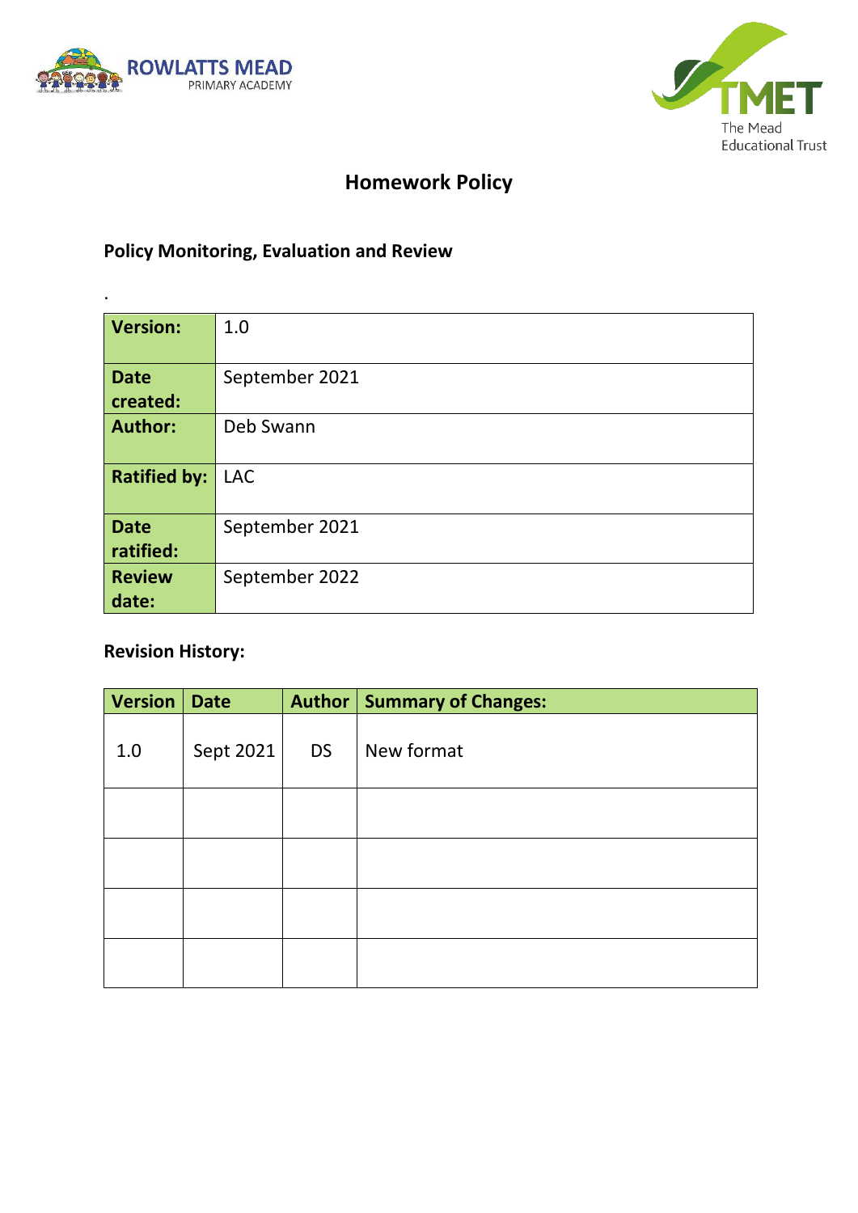ROWLATTS MEAD
PRIMARY ACADEMY

TMET
The Mead
Educational Trust

# Homework Policy

## Policy Monitoring, Evaluation and Review

.

| | |
|---|---|
| **Version:** | 1.0 |
| **Date created:** | September 2021 |
| **Author:** | Deb Swann |
| **Ratified by:** | LAC |
| **Date ratified:** | September 2021 |
| **Review date:** | September 2022 |

## Revision History:

| Version | Date | Author | Summary of Changes: |
|---|---|---|---|
| 1.0 | Sept 2021 | DS | New format |
| | | | |
| | | | |
| | | | |
| | | | |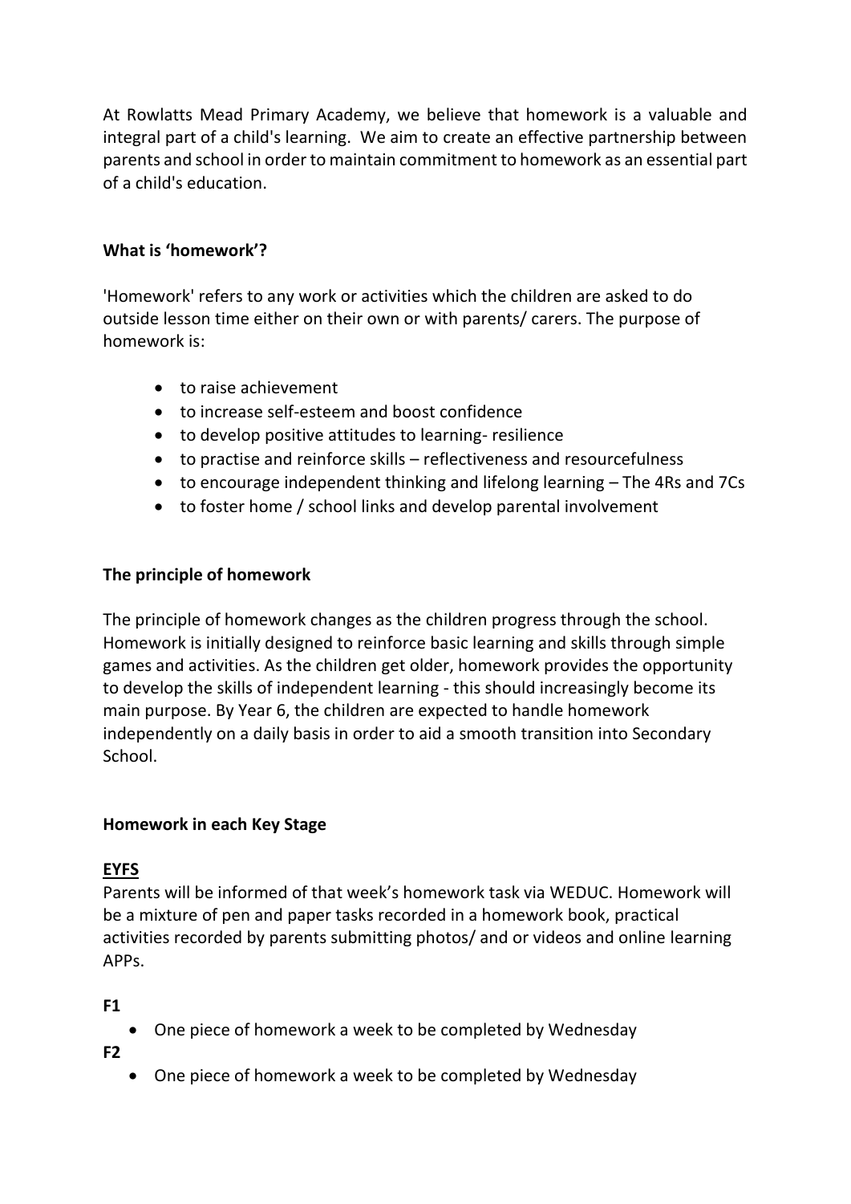At Rowlatts Mead Primary Academy, we believe that homework is a valuable and integral part of a child's learning. We aim to create an effective partnership between parents and school in order to maintain commitment to homework as an essential part of a child's education.

**What is 'homework'?**

'Homework' refers to any work or activities which the children are asked to do outside lesson time either on their own or with parents/ carers. The purpose of homework is:

- to raise achievement
- to increase self-esteem and boost confidence
- to develop positive attitudes to learning- resilience
- to practise and reinforce skills – reflectiveness and resourcefulness
- to encourage independent thinking and lifelong learning – The 4Rs and 7Cs
- to foster home / school links and develop parental involvement

**The principle of homework**

The principle of homework changes as the children progress through the school. Homework is initially designed to reinforce basic learning and skills through simple games and activities. As the children get older, homework provides the opportunity to develop the skills of independent learning - this should increasingly become its main purpose. By Year 6, the children are expected to handle homework independently on a daily basis in order to aid a smooth transition into Secondary School.

**Homework in each Key Stage**

**<u>EYFS</u>**

Parents will be informed of that week's homework task via WEDUC. Homework will be a mixture of pen and paper tasks recorded in a homework book, practical activities recorded by parents submitting photos/ and or videos and online learning APPs.

**F1**

- One piece of homework a week to be completed by Wednesday

**F2**

- One piece of homework a week to be completed by Wednesday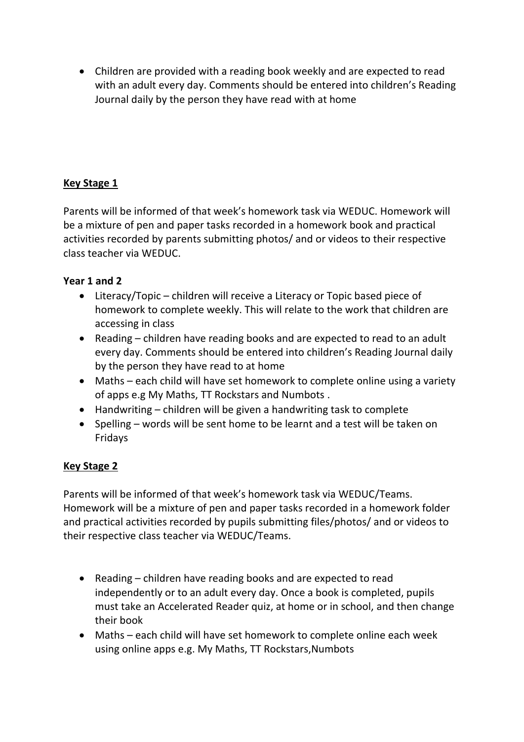- Children are provided with a reading book weekly and are expected to read with an adult every day. Comments should be entered into children's Reading Journal daily by the person they have read with at home

## **Key Stage 1**

Parents will be informed of that week's homework task via WEDUC. Homework will be a mixture of pen and paper tasks recorded in a homework book and practical activities recorded by parents submitting photos/ and or videos to their respective class teacher via WEDUC.

### **Year 1 and 2**

- Literacy/Topic – children will receive a Literacy or Topic based piece of homework to complete weekly. This will relate to the work that children are accessing in class
- Reading – children have reading books and are expected to read to an adult every day. Comments should be entered into children's Reading Journal daily by the person they have read to at home
- Maths – each child will have set homework to complete online using a variety of apps e.g My Maths, TT Rockstars and Numbots .
- Handwriting – children will be given a handwriting task to complete
- Spelling – words will be sent home to be learnt and a test will be taken on Fridays

## **Key Stage 2**

Parents will be informed of that week's homework task via WEDUC/Teams. Homework will be a mixture of pen and paper tasks recorded in a homework folder and practical activities recorded by pupils submitting files/photos/ and or videos to their respective class teacher via WEDUC/Teams.

- Reading – children have reading books and are expected to read independently or to an adult every day. Once a book is completed, pupils must take an Accelerated Reader quiz, at home or in school, and then change their book
- Maths – each child will have set homework to complete online each week using online apps e.g. My Maths, TT Rockstars,Numbots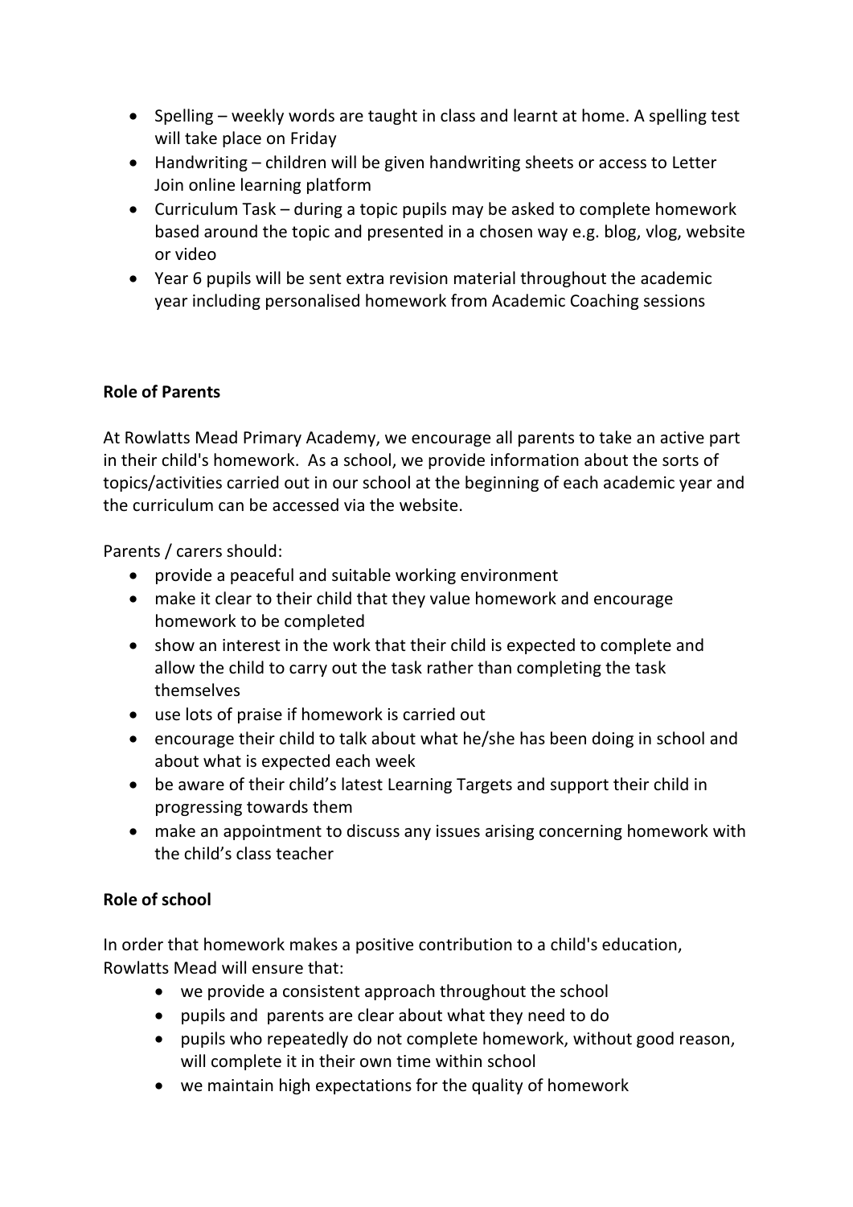- Spelling – weekly words are taught in class and learnt at home. A spelling test will take place on Friday
- Handwriting – children will be given handwriting sheets or access to Letter Join online learning platform
- Curriculum Task – during a topic pupils may be asked to complete homework based around the topic and presented in a chosen way e.g. blog, vlog, website or video
- Year 6 pupils will be sent extra revision material throughout the academic year including personalised homework from Academic Coaching sessions

**Role of Parents**

At Rowlatts Mead Primary Academy, we encourage all parents to take an active part in their child's homework. As a school, we provide information about the sorts of topics/activities carried out in our school at the beginning of each academic year and the curriculum can be accessed via the website.

Parents / carers should:

- provide a peaceful and suitable working environment
- make it clear to their child that they value homework and encourage homework to be completed
- show an interest in the work that their child is expected to complete and allow the child to carry out the task rather than completing the task themselves
- use lots of praise if homework is carried out
- encourage their child to talk about what he/she has been doing in school and about what is expected each week
- be aware of their child's latest Learning Targets and support their child in progressing towards them
- make an appointment to discuss any issues arising concerning homework with the child's class teacher

**Role of school**

In order that homework makes a positive contribution to a child's education, Rowlatts Mead will ensure that:

- we provide a consistent approach throughout the school
- pupils and parents are clear about what they need to do
- pupils who repeatedly do not complete homework, without good reason, will complete it in their own time within school
- we maintain high expectations for the quality of homework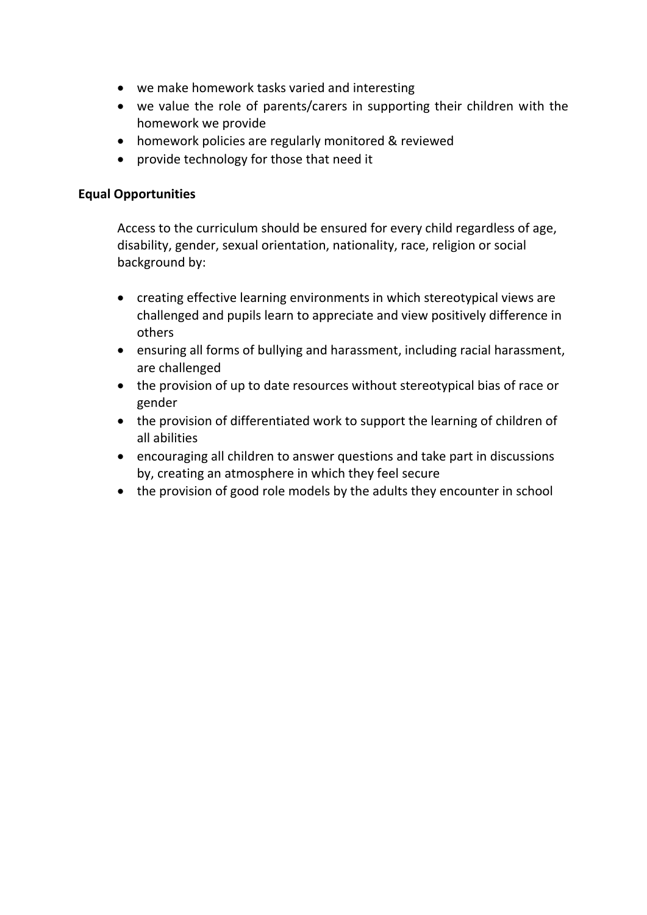- we make homework tasks varied and interesting
- we value the role of parents/carers in supporting their children with the homework we provide
- homework policies are regularly monitored & reviewed
- provide technology for those that need it

**Equal Opportunities**

Access to the curriculum should be ensured for every child regardless of age, disability, gender, sexual orientation, nationality, race, religion or social background by:

- creating effective learning environments in which stereotypical views are challenged and pupils learn to appreciate and view positively difference in others
- ensuring all forms of bullying and harassment, including racial harassment, are challenged
- the provision of up to date resources without stereotypical bias of race or gender
- the provision of differentiated work to support the learning of children of all abilities
- encouraging all children to answer questions and take part in discussions by, creating an atmosphere in which they feel secure
- the provision of good role models by the adults they encounter in school